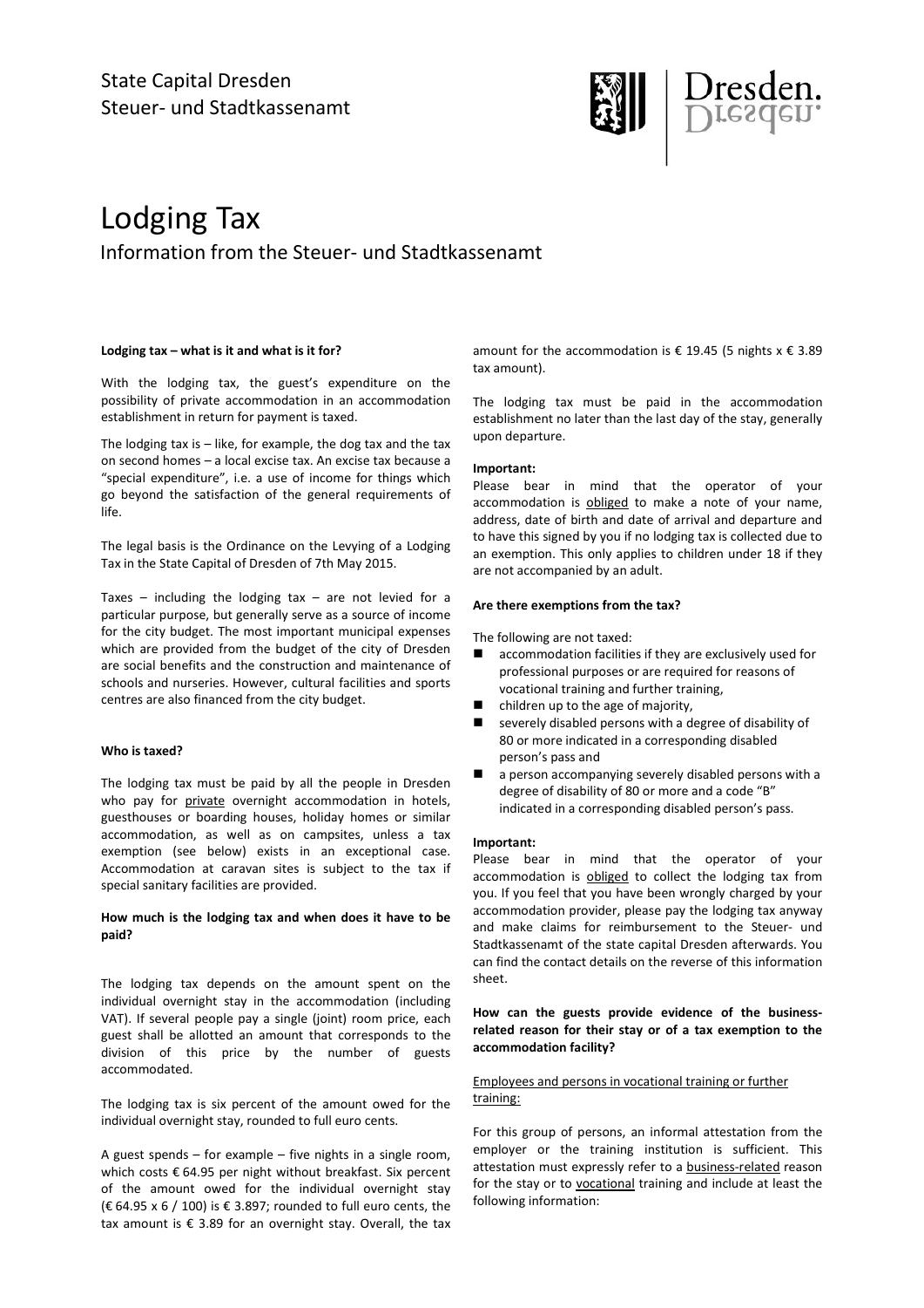State Capital Dresden
Steuer- und Stadtkassenamt

# Lodging Tax

Information from the Steuer- und Stadtkassenamt

**Lodging tax – what is it and what is it for?**

With the lodging tax, the guest's expenditure on the possibility of private accommodation in an accommodation establishment in return for payment is taxed.

The lodging tax is – like, for example, the dog tax and the tax on second homes – a local excise tax. An excise tax because a "special expenditure", i.e. a use of income for things which go beyond the satisfaction of the general requirements of life.

The legal basis is the Ordinance on the Levying of a Lodging Tax in the State Capital of Dresden of 7th May 2015.

Taxes – including the lodging tax – are not levied for a particular purpose, but generally serve as a source of income for the city budget. The most important municipal expenses which are provided from the budget of the city of Dresden are social benefits and the construction and maintenance of schools and nurseries. However, cultural facilities and sports centres are also financed from the city budget.

**Who is taxed?**

The lodging tax must be paid by all the people in Dresden who pay for private overnight accommodation in hotels, guesthouses or boarding houses, holiday homes or similar accommodation, as well as on campsites, unless a tax exemption (see below) exists in an exceptional case. Accommodation at caravan sites is subject to the tax if special sanitary facilities are provided.

**How much is the lodging tax and when does it have to be paid?**

The lodging tax depends on the amount spent on the individual overnight stay in the accommodation (including VAT). If several people pay a single (joint) room price, each guest shall be allotted an amount that corresponds to the division of this price by the number of guests accommodated.

The lodging tax is six percent of the amount owed for the individual overnight stay, rounded to full euro cents.

A guest spends – for example – five nights in a single room, which costs € 64.95 per night without breakfast. Six percent of the amount owed for the individual overnight stay (€ 64.95 x 6 / 100) is € 3.897; rounded to full euro cents, the tax amount is € 3.89 for an overnight stay. Overall, the tax amount for the accommodation is € 19.45 (5 nights x € 3.89 tax amount).

The lodging tax must be paid in the accommodation establishment no later than the last day of the stay, generally upon departure.

**Important:**
Please bear in mind that the operator of your accommodation is obliged to make a note of your name, address, date of birth and date of arrival and departure and to have this signed by you if no lodging tax is collected due to an exemption. This only applies to children under 18 if they are not accompanied by an adult.

**Are there exemptions from the tax?**

The following are not taxed:

- accommodation facilities if they are exclusively used for professional purposes or are required for reasons of vocational training and further training,
- children up to the age of majority,
- severely disabled persons with a degree of disability of 80 or more indicated in a corresponding disabled person's pass and
- a person accompanying severely disabled persons with a degree of disability of 80 or more and a code "B" indicated in a corresponding disabled person's pass.

**Important:**
Please bear in mind that the operator of your accommodation is obliged to collect the lodging tax from you. If you feel that you have been wrongly charged by your accommodation provider, please pay the lodging tax anyway and make claims for reimbursement to the Steuer- und Stadtkassenamt of the state capital Dresden afterwards. You can find the contact details on the reverse of this information sheet.

**How can the guests provide evidence of the business-related reason for their stay or of a tax exemption to the accommodation facility?**

Employees and persons in vocational training or further training:

For this group of persons, an informal attestation from the employer or the training institution is sufficient. This attestation must expressly refer to a business-related reason for the stay or to vocational training and include at least the following information: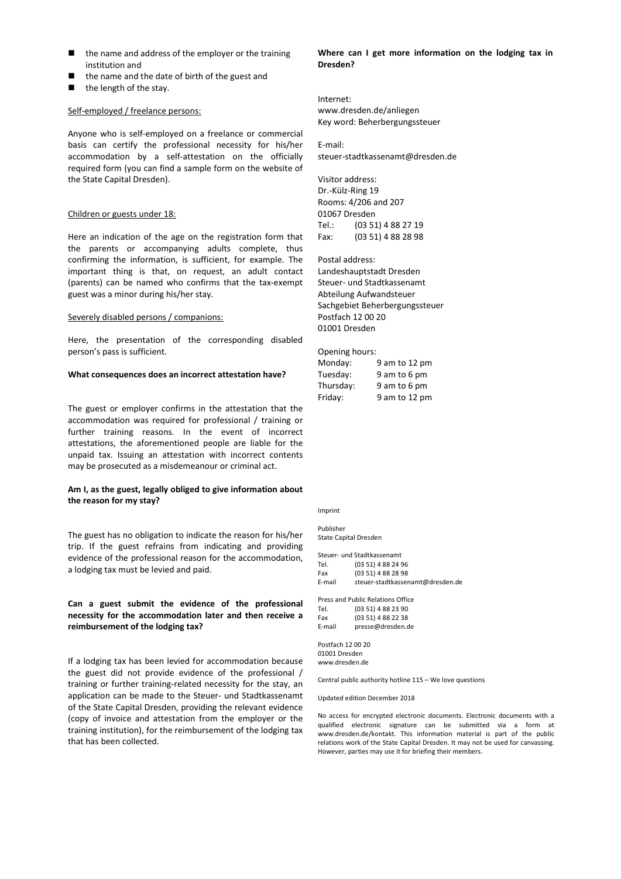- the name and address of the employer or the training institution and
- the name and the date of birth of the guest and
- the length of the stay.

Self-employed / freelance persons:

Anyone who is self-employed on a freelance or commercial basis can certify the professional necessity for his/her accommodation by a self-attestation on the officially required form (you can find a sample form on the website of the State Capital Dresden).

Children or guests under 18:

Here an indication of the age on the registration form that the parents or accompanying adults complete, thus confirming the information, is sufficient, for example. The important thing is that, on request, an adult contact (parents) can be named who confirms that the tax-exempt guest was a minor during his/her stay.

Severely disabled persons / companions:

Here, the presentation of the corresponding disabled person's pass is sufficient.

**What consequences does an incorrect attestation have?**

The guest or employer confirms in the attestation that the accommodation was required for professional / training or further training reasons. In the event of incorrect attestations, the aforementioned people are liable for the unpaid tax. Issuing an attestation with incorrect contents may be prosecuted as a misdemeanour or criminal act.

**Am I, as the guest, legally obliged to give information about the reason for my stay?**

The guest has no obligation to indicate the reason for his/her trip. If the guest refrains from indicating and providing evidence of the professional reason for the accommodation, a lodging tax must be levied and paid.

**Can a guest submit the evidence of the professional necessity for the accommodation later and then receive a reimbursement of the lodging tax?**

If a lodging tax has been levied for accommodation because the guest did not provide evidence of the professional / training or further training-related necessity for the stay, an application can be made to the Steuer- und Stadtkassenamt of the State Capital Dresden, providing the relevant evidence (copy of invoice and attestation from the employer or the training institution), for the reimbursement of the lodging tax that has been collected.

**Where can I get more information on the lodging tax in Dresden?**

Internet:
www.dresden.de/anliegen
Key word: Beherbergungssteuer

E-mail:
steuer-stadtkassenamt@dresden.de

Visitor address:
Dr.-Külz-Ring 19
Rooms: 4/206 and 207
01067 Dresden
Tel.: (03 51) 4 88 27 19
Fax: (03 51) 4 88 28 98

Postal address:
Landeshauptstadt Dresden
Steuer- und Stadtkassenamt
Abteilung Aufwandsteuer
Sachgebiet Beherbergungssteuer
Postfach 12 00 20
01001 Dresden

Opening hours:

| | |
|---|---|
| Monday: | 9 am to 12 pm |
| Tuesday: | 9 am to 6 pm |
| Thursday: | 9 am to 6 pm |
| Friday: | 9 am to 12 pm |

Imprint

Publisher
State Capital Dresden

Steuer- und Stadtkassenamt
Tel. (03 51) 4 88 24 96
Fax (03 51) 4 88 28 98
E-mail steuer-stadtkassenamt@dresden.de

Press and Public Relations Office
Tel. (03 51) 4 88 23 90
Fax (03 51) 4 88 22 38
E-mail presse@dresden.de

Postfach 12 00 20
01001 Dresden
www.dresden.de

Central public authority hotline 115 – We love questions

Updated edition December 2018

No access for encrypted electronic documents. Electronic documents with a qualified electronic signature can be submitted via a form at www.dresden.de/kontakt. This information material is part of the public relations work of the State Capital Dresden. It may not be used for canvassing. However, parties may use it for briefing their members.